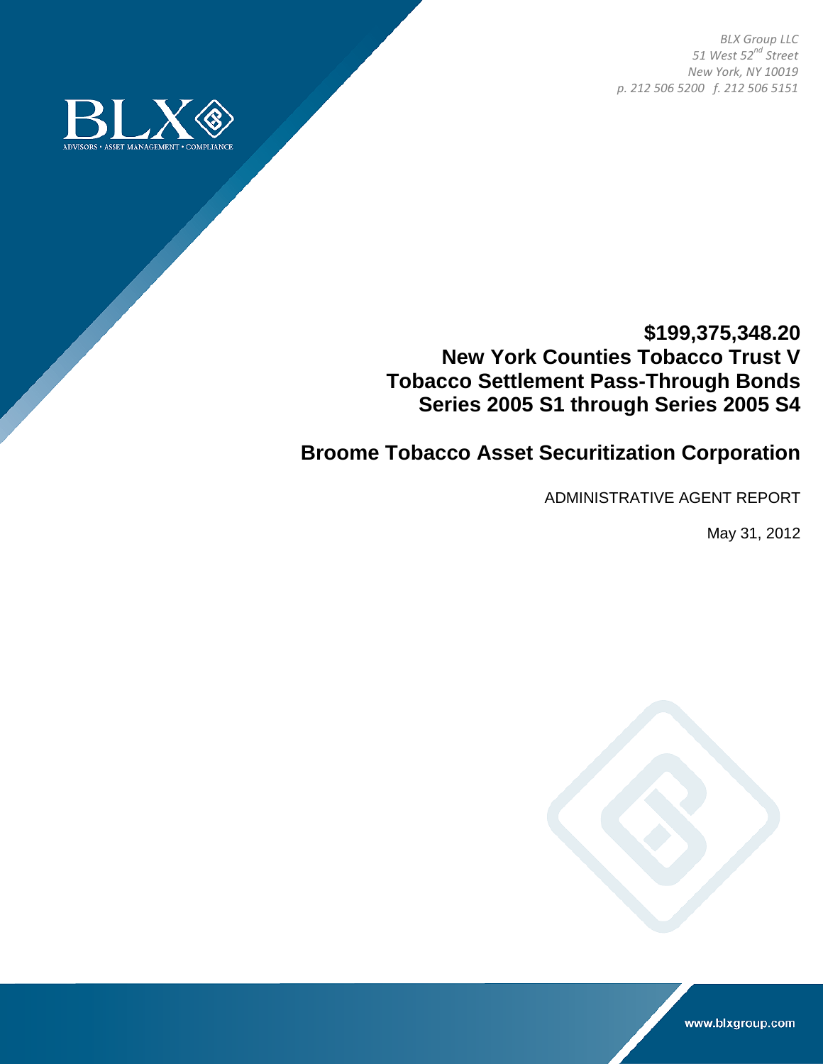BLX Group LLC
51 West 52nd Street
New York, NY 10019
p. 212 506 5200 f. 212 506 5151

BLX
ADVISORS • ASSET MANAGEMENT • COMPLIANCE

# $199,375,348.20
# New York Counties Tobacco Trust V
# Tobacco Settlement Pass-Through Bonds
# Series 2005 S1 through Series 2005 S4

## Broome Tobacco Asset Securitization Corporation

ADMINISTRATIVE AGENT REPORT

May 31, 2012

www.blxgroup.com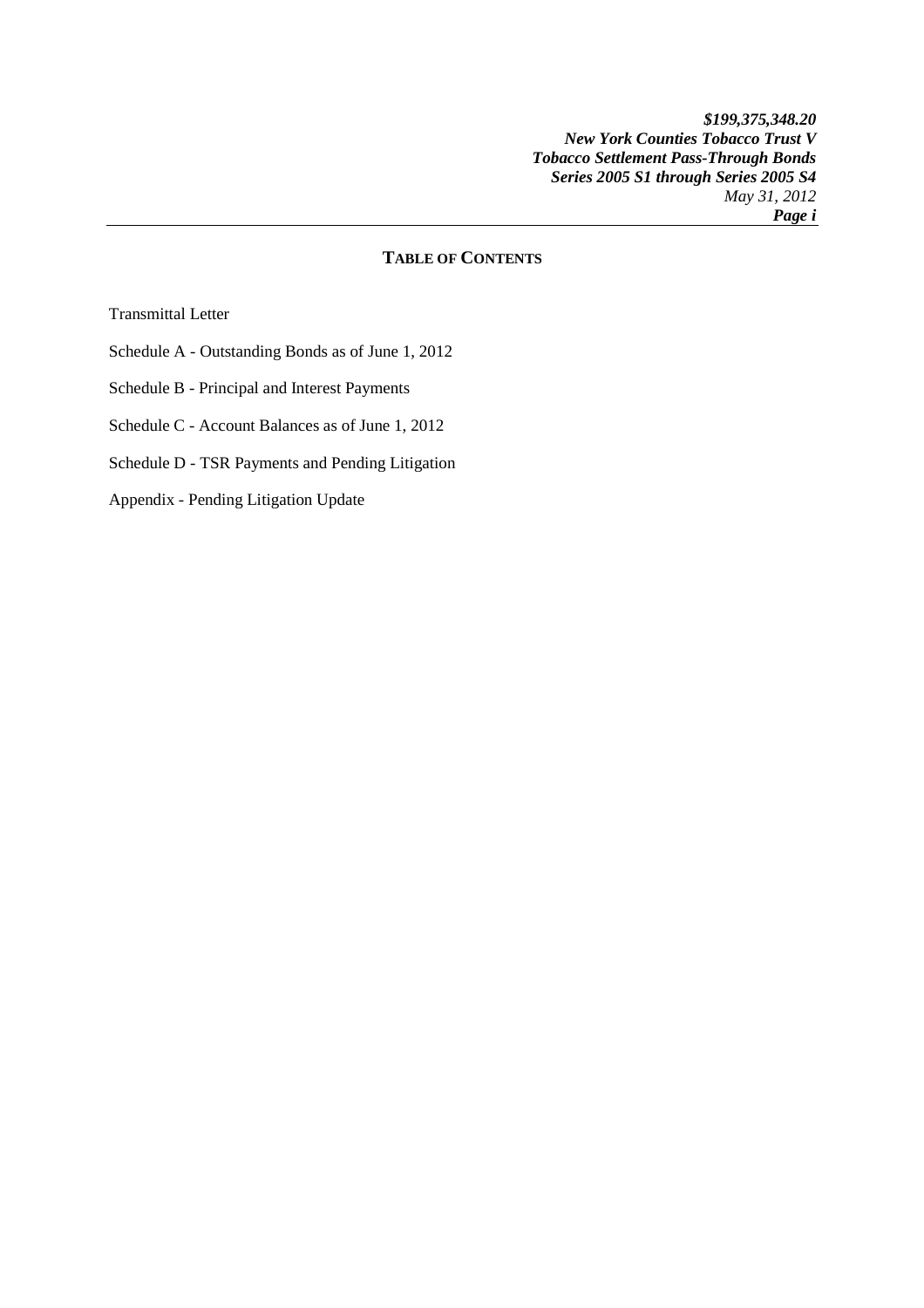## TABLE OF CONTENTS

Transmittal Letter

Schedule A - Outstanding Bonds as of June 1, 2012

Schedule B - Principal and Interest Payments

Schedule C - Account Balances as of June 1, 2012

Schedule D - TSR Payments and Pending Litigation

Appendix - Pending Litigation Update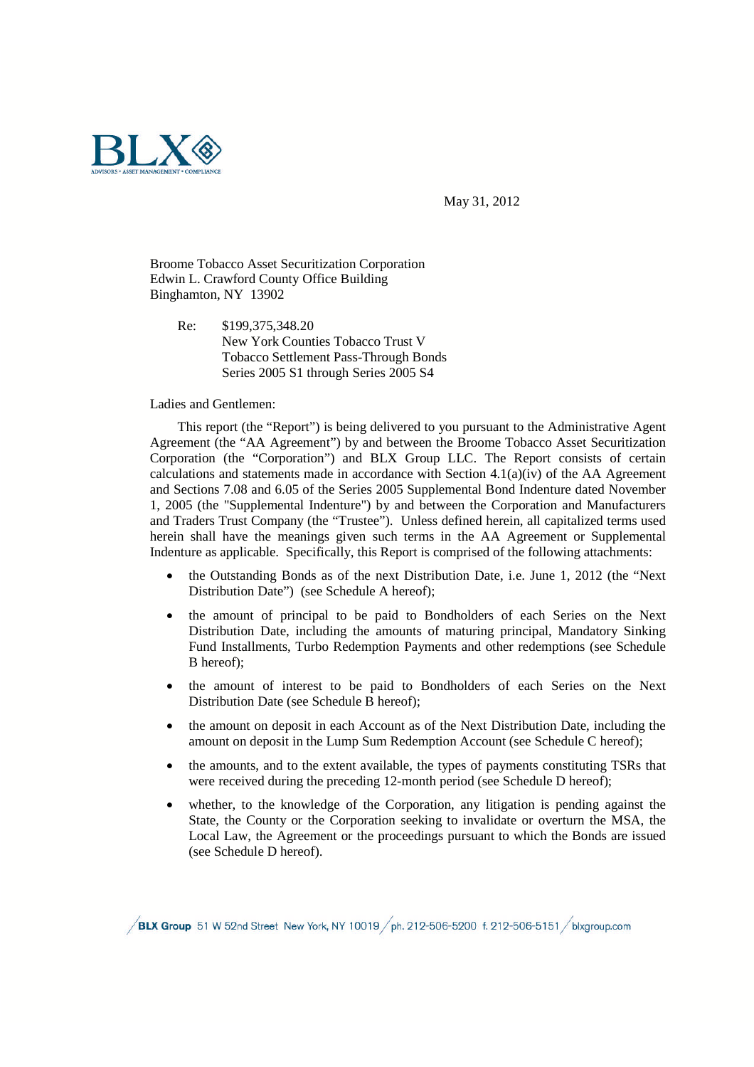May 31, 2012

Broome Tobacco Asset Securitization Corporation
Edwin L. Crawford County Office Building
Binghamton, NY 13902

Re: $199,375,348.20
New York Counties Tobacco Trust V
Tobacco Settlement Pass-Through Bonds
Series 2005 S1 through Series 2005 S4

Ladies and Gentlemen:

This report (the "Report") is being delivered to you pursuant to the Administrative Agent Agreement (the "AA Agreement") by and between the Broome Tobacco Asset Securitization Corporation (the "Corporation") and BLX Group LLC. The Report consists of certain calculations and statements made in accordance with Section 4.1(a)(iv) of the AA Agreement and Sections 7.08 and 6.05 of the Series 2005 Supplemental Bond Indenture dated November 1, 2005 (the "Supplemental Indenture") by and between the Corporation and Manufacturers and Traders Trust Company (the "Trustee"). Unless defined herein, all capitalized terms used herein shall have the meanings given such terms in the AA Agreement or Supplemental Indenture as applicable. Specifically, this Report is comprised of the following attachments:

- the Outstanding Bonds as of the next Distribution Date, i.e. June 1, 2012 (the "Next Distribution Date") (see Schedule A hereof);
- the amount of principal to be paid to Bondholders of each Series on the Next Distribution Date, including the amounts of maturing principal, Mandatory Sinking Fund Installments, Turbo Redemption Payments and other redemptions (see Schedule B hereof);
- the amount of interest to be paid to Bondholders of each Series on the Next Distribution Date (see Schedule B hereof);
- the amount on deposit in each Account as of the Next Distribution Date, including the amount on deposit in the Lump Sum Redemption Account (see Schedule C hereof);
- the amounts, and to the extent available, the types of payments constituting TSRs that were received during the preceding 12-month period (see Schedule D hereof);
- whether, to the knowledge of the Corporation, any litigation is pending against the State, the County or the Corporation seeking to invalidate or overturn the MSA, the Local Law, the Agreement or the proceedings pursuant to which the Bonds are issued (see Schedule D hereof).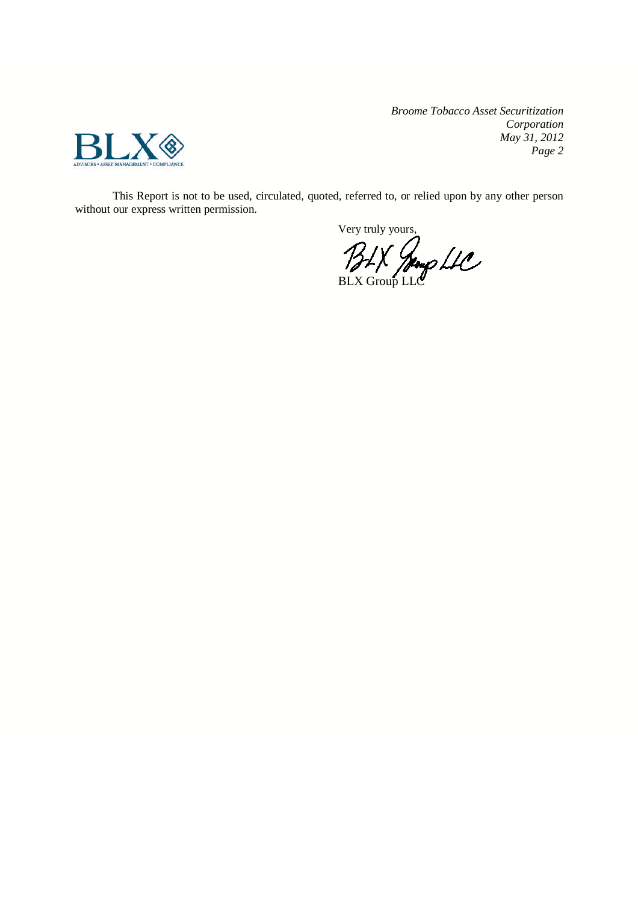This Report is not to be used, circulated, quoted, referred to, or relied upon by any other person without our express written permission.

Very truly yours,

BLX Group LLC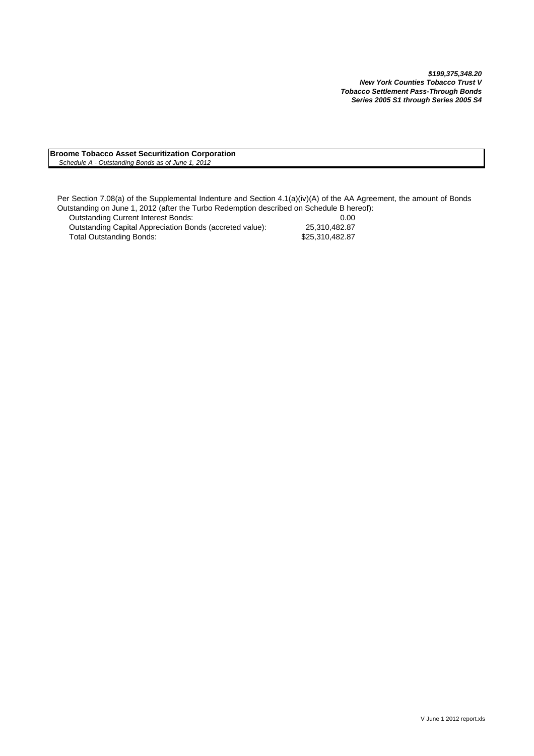***$199,375,348.20***
***New York Counties Tobacco Trust V***
***Tobacco Settlement Pass-Through Bonds***
***Series 2005 S1 through Series 2005 S4***

**Broome Tobacco Asset Securitization Corporation**
*Schedule A - Outstanding Bonds as of June 1, 2012*

Per Section 7.08(a) of the Supplemental Indenture and Section 4.1(a)(iv)(A) of the AA Agreement, the amount of Bonds Outstanding on June 1, 2012 (after the Turbo Redemption described on Schedule B hereof):

| | |
|---|---|
| Outstanding Current Interest Bonds: | 0.00 |
| Outstanding Capital Appreciation Bonds (accreted value): | 25,310,482.87 |
| Total Outstanding Bonds: | $25,310,482.87 |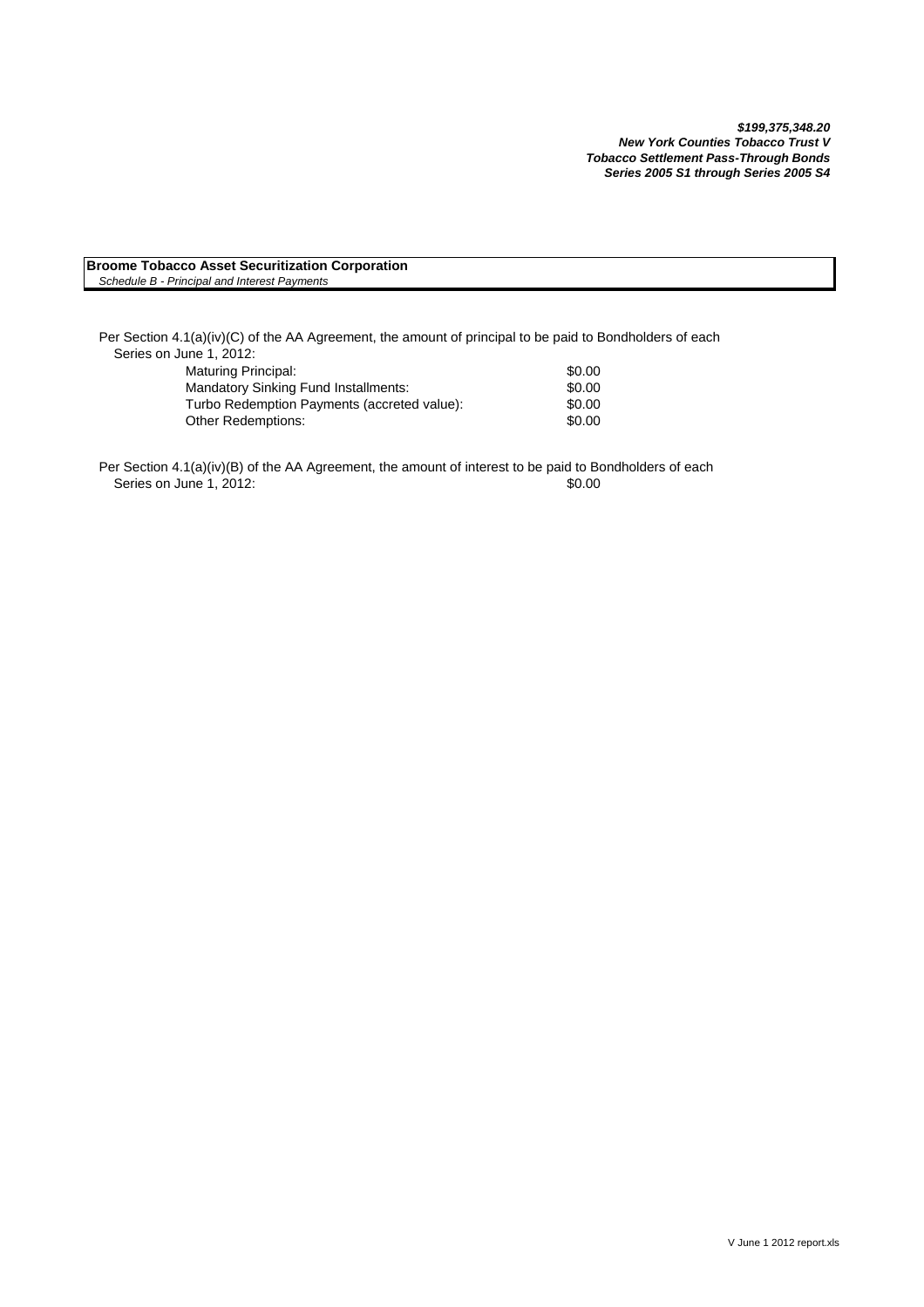***$199,375,348.20***
***New York Counties Tobacco Trust V***
***Tobacco Settlement Pass-Through Bonds***
***Series 2005 S1 through Series 2005 S4***

**Broome Tobacco Asset Securitization Corporation**
*Schedule B - Principal and Interest Payments*

Per Section 4.1(a)(iv)(C) of the AA Agreement, the amount of principal to be paid to Bondholders of each Series on June 1, 2012:

| | |
|---|---|
| Maturing Principal: | $0.00 |
| Mandatory Sinking Fund Installments: | $0.00 |
| Turbo Redemption Payments (accreted value): | $0.00 |
| Other Redemptions: | $0.00 |

Per Section 4.1(a)(iv)(B) of the AA Agreement, the amount of interest to be paid to Bondholders of each Series on June 1, 2012: $0.00

V June 1 2012 report.xls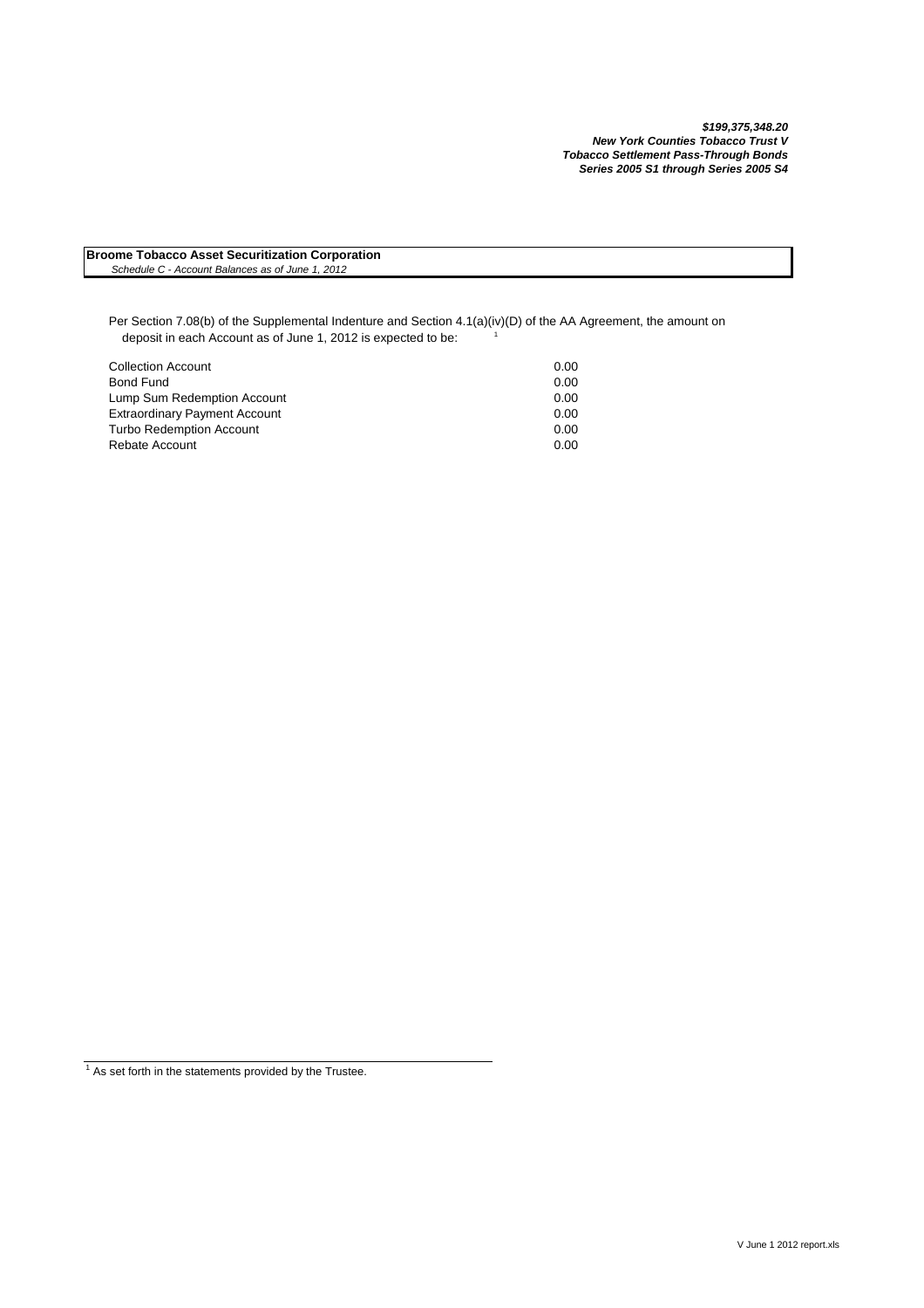***$199,375,348.20***
***New York Counties Tobacco Trust V***
***Tobacco Settlement Pass-Through Bonds***
***Series 2005 S1 through Series 2005 S4***

**Broome Tobacco Asset Securitization Corporation**
*Schedule C - Account Balances as of June 1, 2012*

Per Section 7.08(b) of the Supplemental Indenture and Section 4.1(a)(iv)(D) of the AA Agreement, the amount on deposit in each Account as of June 1, 2012 is expected to be: [1]

| Account | Amount |
|---|---|
| Collection Account | 0.00 |
| Bond Fund | 0.00 |
| Lump Sum Redemption Account | 0.00 |
| Extraordinary Payment Account | 0.00 |
| Turbo Redemption Account | 0.00 |
| Rebate Account | 0.00 |

[1] As set forth in the statements provided by the Trustee.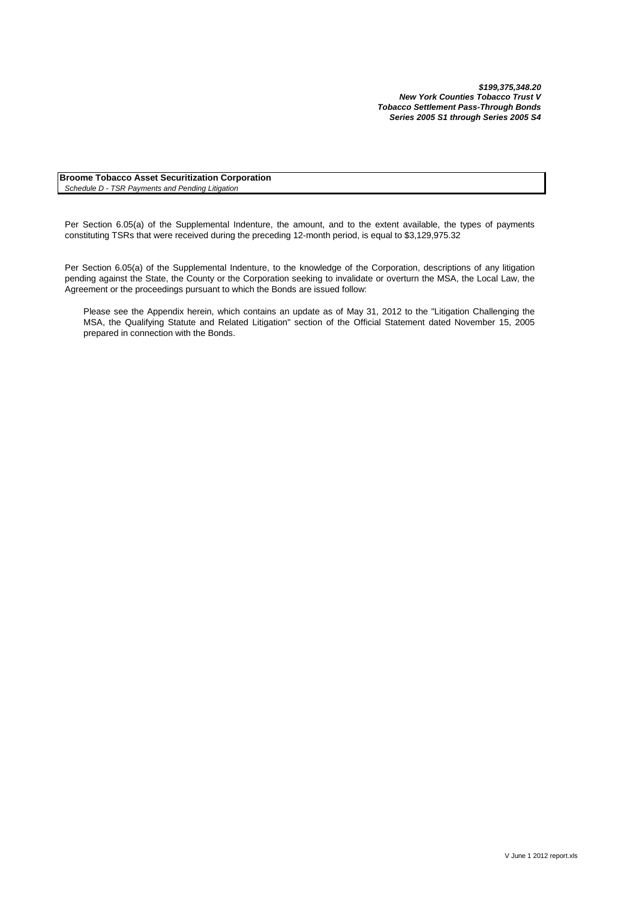***$199,375,348.20***
***New York Counties Tobacco Trust V***
***Tobacco Settlement Pass-Through Bonds***
***Series 2005 S1 through Series 2005 S4***

**Broome Tobacco Asset Securitization Corporation**
*Schedule D - TSR Payments and Pending Litigation*

Per Section 6.05(a) of the Supplemental Indenture, the amount, and to the extent available, the types of payments constituting TSRs that were received during the preceding 12-month period, is equal to $3,129,975.32

Per Section 6.05(a) of the Supplemental Indenture, to the knowledge of the Corporation, descriptions of any litigation pending against the State, the County or the Corporation seeking to invalidate or overturn the MSA, the Local Law, the Agreement or the proceedings pursuant to which the Bonds are issued follow:

Please see the Appendix herein, which contains an update as of May 31, 2012 to the "Litigation Challenging the MSA, the Qualifying Statute and Related Litigation" section of the Official Statement dated November 15, 2005 prepared in connection with the Bonds.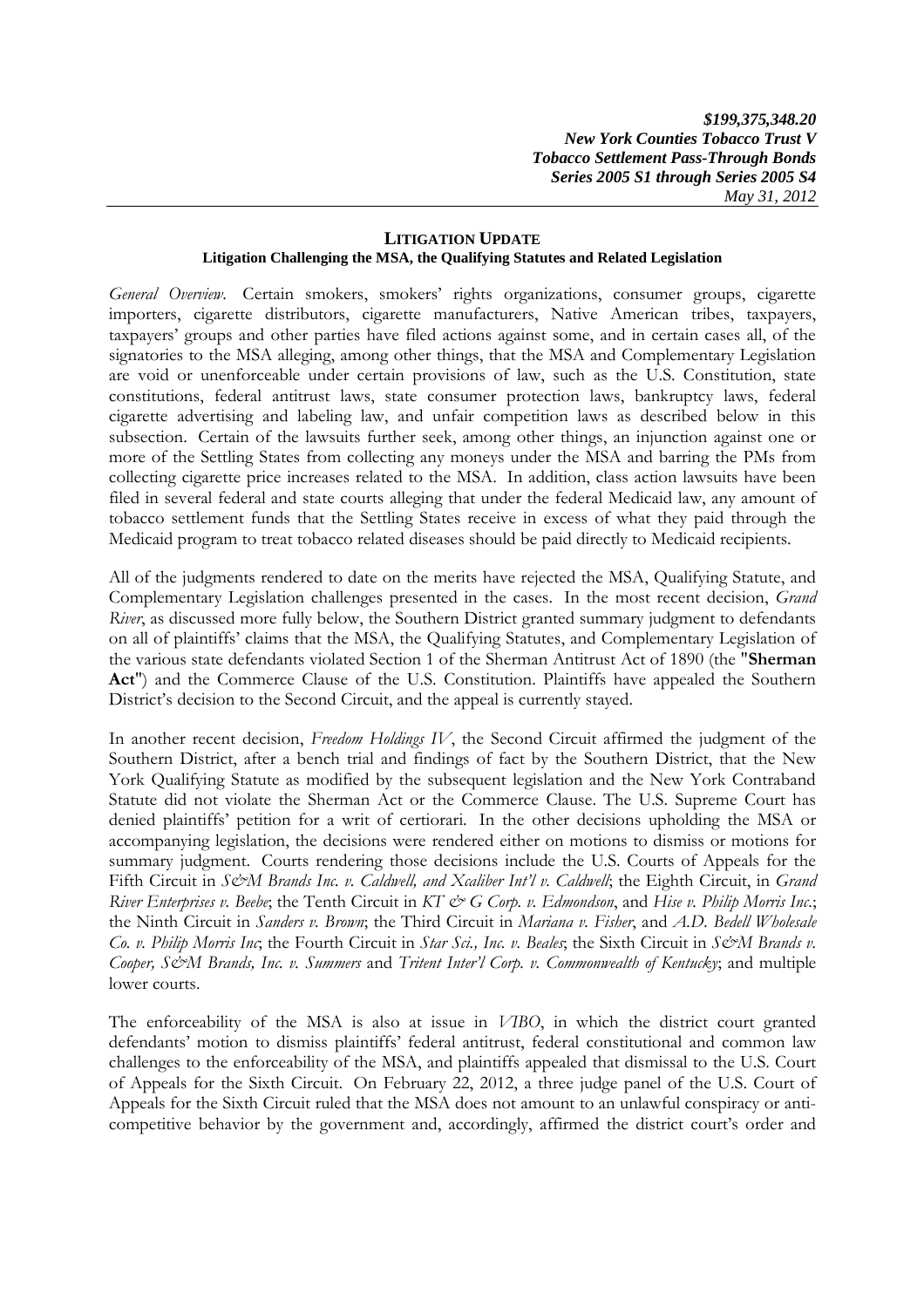**LITIGATION UPDATE**

**Litigation Challenging the MSA, the Qualifying Statutes and Related Legislation**

*General Overview*. Certain smokers, smokers' rights organizations, consumer groups, cigarette importers, cigarette distributors, cigarette manufacturers, Native American tribes, taxpayers, taxpayers' groups and other parties have filed actions against some, and in certain cases all, of the signatories to the MSA alleging, among other things, that the MSA and Complementary Legislation are void or unenforceable under certain provisions of law, such as the U.S. Constitution, state constitutions, federal antitrust laws, state consumer protection laws, bankruptcy laws, federal cigarette advertising and labeling law, and unfair competition laws as described below in this subsection. Certain of the lawsuits further seek, among other things, an injunction against one or more of the Settling States from collecting any moneys under the MSA and barring the PMs from collecting cigarette price increases related to the MSA. In addition, class action lawsuits have been filed in several federal and state courts alleging that under the federal Medicaid law, any amount of tobacco settlement funds that the Settling States receive in excess of what they paid through the Medicaid program to treat tobacco related diseases should be paid directly to Medicaid recipients.

All of the judgments rendered to date on the merits have rejected the MSA, Qualifying Statute, and Complementary Legislation challenges presented in the cases. In the most recent decision, *Grand River*, as discussed more fully below, the Southern District granted summary judgment to defendants on all of plaintiffs' claims that the MSA, the Qualifying Statutes, and Complementary Legislation of the various state defendants violated Section 1 of the Sherman Antitrust Act of 1890 (the "**Sherman Act**") and the Commerce Clause of the U.S. Constitution. Plaintiffs have appealed the Southern District's decision to the Second Circuit, and the appeal is currently stayed.

In another recent decision, *Freedom Holdings IV*, the Second Circuit affirmed the judgment of the Southern District, after a bench trial and findings of fact by the Southern District, that the New York Qualifying Statute as modified by the subsequent legislation and the New York Contraband Statute did not violate the Sherman Act or the Commerce Clause. The U.S. Supreme Court has denied plaintiffs' petition for a writ of certiorari. In the other decisions upholding the MSA or accompanying legislation, the decisions were rendered either on motions to dismiss or motions for summary judgment. Courts rendering those decisions include the U.S. Courts of Appeals for the Fifth Circuit in *S&M Brands Inc. v. Caldwell, and Xcaliber Int'l v. Caldwell*; the Eighth Circuit, in *Grand River Enterprises v. Beebe*; the Tenth Circuit in *KT & G Corp. v. Edmondson*, and *Hise v. Philip Morris Inc.*; the Ninth Circuit in *Sanders v. Brown*; the Third Circuit in *Mariana v. Fisher*, and *A.D. Bedell Wholesale Co. v. Philip Morris Inc*; the Fourth Circuit in *Star Sci., Inc. v. Beales*; the Sixth Circuit in *S&M Brands v. Cooper, S&M Brands, Inc. v. Summers* and *Tritent Inter'l Corp. v. Commonwealth of Kentucky*; and multiple lower courts.

The enforceability of the MSA is also at issue in *VIBO*, in which the district court granted defendants' motion to dismiss plaintiffs' federal antitrust, federal constitutional and common law challenges to the enforceability of the MSA, and plaintiffs appealed that dismissal to the U.S. Court of Appeals for the Sixth Circuit. On February 22, 2012, a three judge panel of the U.S. Court of Appeals for the Sixth Circuit ruled that the MSA does not amount to an unlawful conspiracy or anti-competitive behavior by the government and, accordingly, affirmed the district court's order and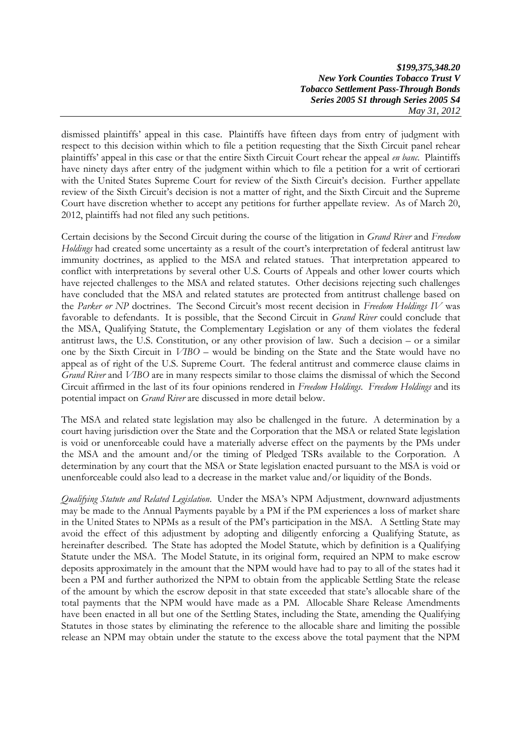dismissed plaintiffs' appeal in this case. Plaintiffs have fifteen days from entry of judgment with respect to this decision within which to file a petition requesting that the Sixth Circuit panel rehear plaintiffs' appeal in this case or that the entire Sixth Circuit Court rehear the appeal *en banc.* Plaintiffs have ninety days after entry of the judgment within which to file a petition for a writ of certiorari with the United States Supreme Court for review of the Sixth Circuit's decision. Further appellate review of the Sixth Circuit's decision is not a matter of right, and the Sixth Circuit and the Supreme Court have discretion whether to accept any petitions for further appellate review. As of March 20, 2012, plaintiffs had not filed any such petitions.

Certain decisions by the Second Circuit during the course of the litigation in *Grand River* and *Freedom Holdings* had created some uncertainty as a result of the court's interpretation of federal antitrust law immunity doctrines, as applied to the MSA and related statues. That interpretation appeared to conflict with interpretations by several other U.S. Courts of Appeals and other lower courts which have rejected challenges to the MSA and related statutes. Other decisions rejecting such challenges have concluded that the MSA and related statutes are protected from antitrust challenge based on the *Parker or NP* doctrines. The Second Circuit's most recent decision in *Freedom Holdings IV* was favorable to defendants. It is possible, that the Second Circuit in *Grand River* could conclude that the MSA, Qualifying Statute, the Complementary Legislation or any of them violates the federal antitrust laws, the U.S. Constitution, or any other provision of law. Such a decision – or a similar one by the Sixth Circuit in *VIBO* – would be binding on the State and the State would have no appeal as of right of the U.S. Supreme Court. The federal antitrust and commerce clause claims in *Grand River* and *VIBO* are in many respects similar to those claims the dismissal of which the Second Circuit affirmed in the last of its four opinions rendered in *Freedom Holdings*. *Freedom Holdings* and its potential impact on *Grand River* are discussed in more detail below.

The MSA and related state legislation may also be challenged in the future. A determination by a court having jurisdiction over the State and the Corporation that the MSA or related State legislation is void or unenforceable could have a materially adverse effect on the payments by the PMs under the MSA and the amount and/or the timing of Pledged TSRs available to the Corporation. A determination by any court that the MSA or State legislation enacted pursuant to the MSA is void or unenforceable could also lead to a decrease in the market value and/or liquidity of the Bonds.

*Qualifying Statute and Related Legislation*. Under the MSA's NPM Adjustment, downward adjustments may be made to the Annual Payments payable by a PM if the PM experiences a loss of market share in the United States to NPMs as a result of the PM's participation in the MSA. A Settling State may avoid the effect of this adjustment by adopting and diligently enforcing a Qualifying Statute, as hereinafter described. The State has adopted the Model Statute, which by definition is a Qualifying Statute under the MSA. The Model Statute, in its original form, required an NPM to make escrow deposits approximately in the amount that the NPM would have had to pay to all of the states had it been a PM and further authorized the NPM to obtain from the applicable Settling State the release of the amount by which the escrow deposit in that state exceeded that state's allocable share of the total payments that the NPM would have made as a PM. Allocable Share Release Amendments have been enacted in all but one of the Settling States, including the State, amending the Qualifying Statutes in those states by eliminating the reference to the allocable share and limiting the possible release an NPM may obtain under the statute to the excess above the total payment that the NPM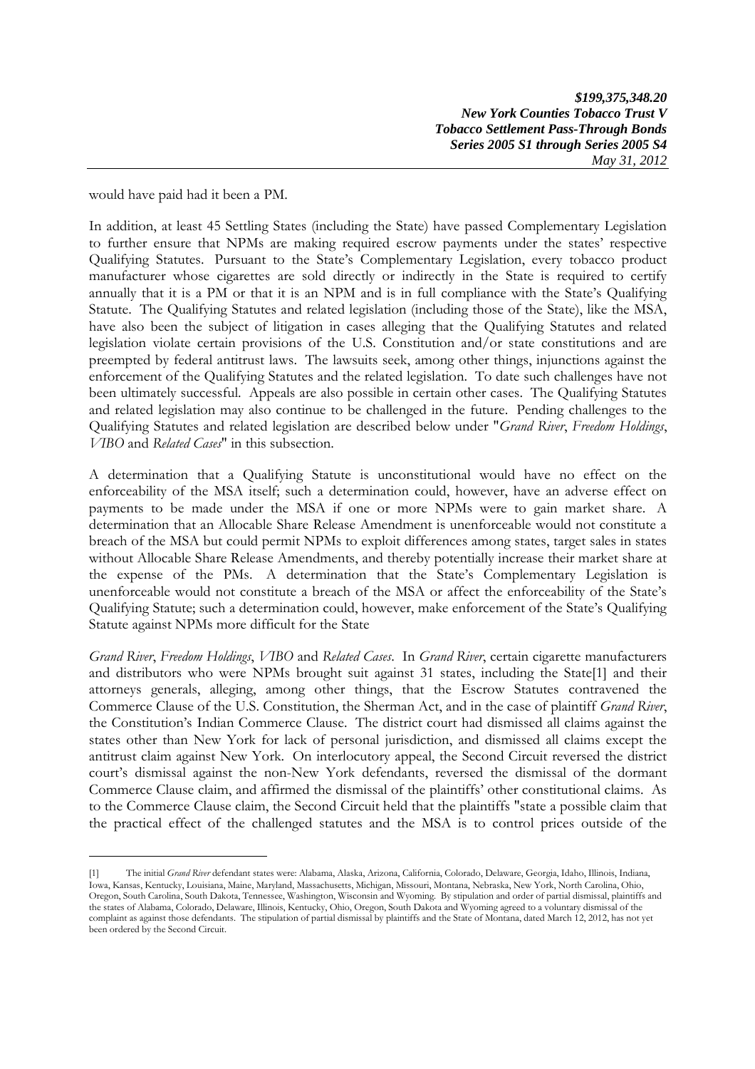would have paid had it been a PM.

In addition, at least 45 Settling States (including the State) have passed Complementary Legislation to further ensure that NPMs are making required escrow payments under the states' respective Qualifying Statutes. Pursuant to the State's Complementary Legislation, every tobacco product manufacturer whose cigarettes are sold directly or indirectly in the State is required to certify annually that it is a PM or that it is an NPM and is in full compliance with the State's Qualifying Statute. The Qualifying Statutes and related legislation (including those of the State), like the MSA, have also been the subject of litigation in cases alleging that the Qualifying Statutes and related legislation violate certain provisions of the U.S. Constitution and/or state constitutions and are preempted by federal antitrust laws. The lawsuits seek, among other things, injunctions against the enforcement of the Qualifying Statutes and the related legislation. To date such challenges have not been ultimately successful. Appeals are also possible in certain other cases. The Qualifying Statutes and related legislation may also continue to be challenged in the future. Pending challenges to the Qualifying Statutes and related legislation are described below under "*Grand River*, *Freedom Holdings*, *VIBO* and *Related Cases*" in this subsection.

A determination that a Qualifying Statute is unconstitutional would have no effect on the enforceability of the MSA itself; such a determination could, however, have an adverse effect on payments to be made under the MSA if one or more NPMs were to gain market share. A determination that an Allocable Share Release Amendment is unenforceable would not constitute a breach of the MSA but could permit NPMs to exploit differences among states, target sales in states without Allocable Share Release Amendments, and thereby potentially increase their market share at the expense of the PMs. A determination that the State's Complementary Legislation is unenforceable would not constitute a breach of the MSA or affect the enforceability of the State's Qualifying Statute; such a determination could, however, make enforcement of the State's Qualifying Statute against NPMs more difficult for the State

*Grand River*, *Freedom Holdings*, *VIBO* and *Related Cases*. In *Grand River*, certain cigarette manufacturers and distributors who were NPMs brought suit against 31 states, including the State[1] and their attorneys generals, alleging, among other things, that the Escrow Statutes contravened the Commerce Clause of the U.S. Constitution, the Sherman Act, and in the case of plaintiff *Grand River*, the Constitution's Indian Commerce Clause. The district court had dismissed all claims against the states other than New York for lack of personal jurisdiction, and dismissed all claims except the antitrust claim against New York. On interlocutory appeal, the Second Circuit reversed the district court's dismissal against the non-New York defendants, reversed the dismissal of the dormant Commerce Clause claim, and affirmed the dismissal of the plaintiffs' other constitutional claims. As to the Commerce Clause claim, the Second Circuit held that the plaintiffs "state a possible claim that the practical effect of the challenged statutes and the MSA is to control prices outside of the

[1] The initial *Grand River* defendant states were: Alabama, Alaska, Arizona, California, Colorado, Delaware, Georgia, Idaho, Illinois, Indiana, Iowa, Kansas, Kentucky, Louisiana, Maine, Maryland, Massachusetts, Michigan, Missouri, Montana, Nebraska, New York, North Carolina, Ohio, Oregon, South Carolina, South Dakota, Tennessee, Washington, Wisconsin and Wyoming. By stipulation and order of partial dismissal, plaintiffs and the states of Alabama, Colorado, Delaware, Illinois, Kentucky, Ohio, Oregon, South Dakota and Wyoming agreed to a voluntary dismissal of the complaint as against those defendants. The stipulation of partial dismissal by plaintiffs and the State of Montana, dated March 12, 2012, has not yet been ordered by the Second Circuit.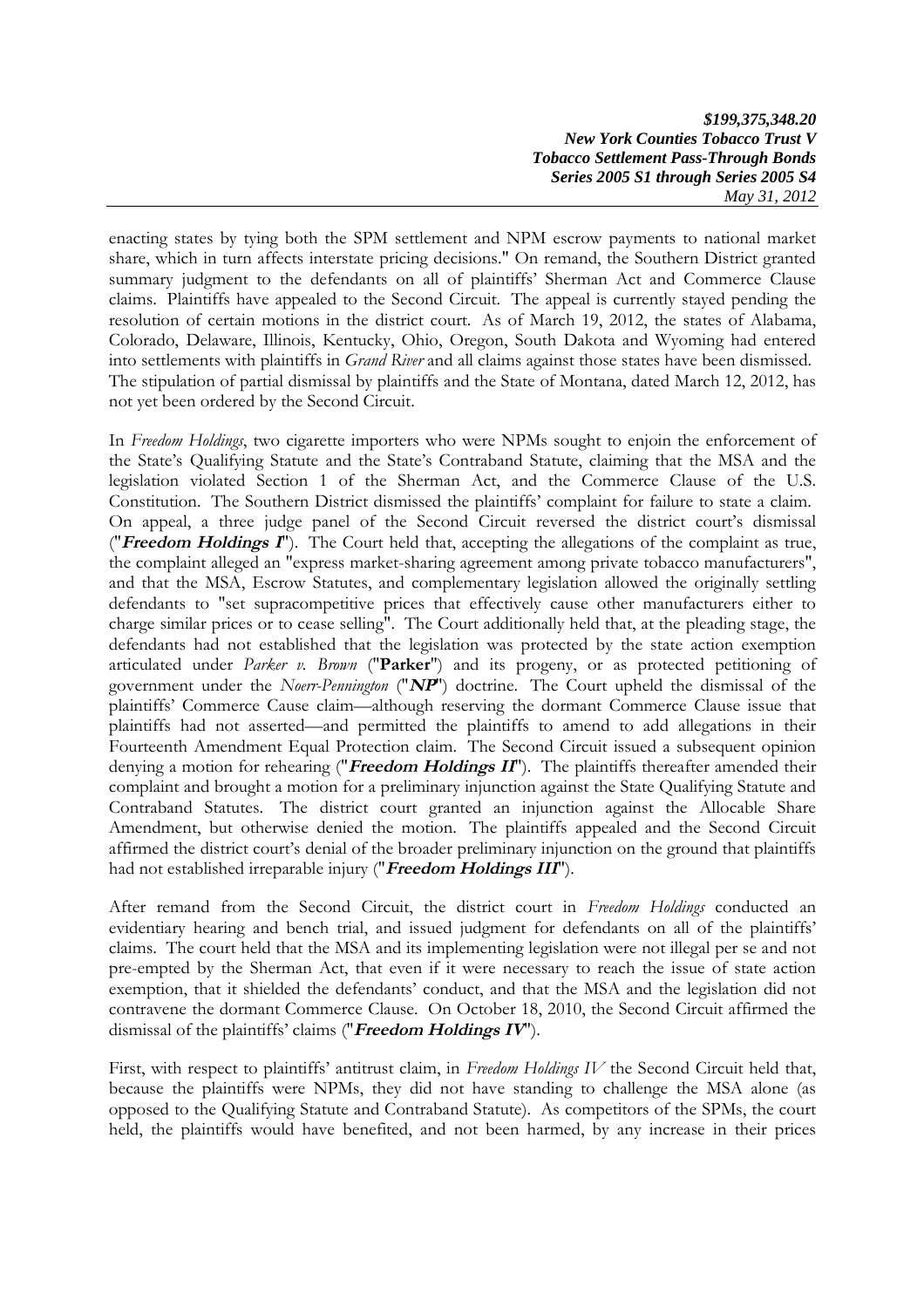enacting states by tying both the SPM settlement and NPM escrow payments to national market share, which in turn affects interstate pricing decisions." On remand, the Southern District granted summary judgment to the defendants on all of plaintiffs' Sherman Act and Commerce Clause claims. Plaintiffs have appealed to the Second Circuit. The appeal is currently stayed pending the resolution of certain motions in the district court. As of March 19, 2012, the states of Alabama, Colorado, Delaware, Illinois, Kentucky, Ohio, Oregon, South Dakota and Wyoming had entered into settlements with plaintiffs in *Grand River* and all claims against those states have been dismissed. The stipulation of partial dismissal by plaintiffs and the State of Montana, dated March 12, 2012, has not yet been ordered by the Second Circuit.

In *Freedom Holdings*, two cigarette importers who were NPMs sought to enjoin the enforcement of the State's Qualifying Statute and the State's Contraband Statute, claiming that the MSA and the legislation violated Section 1 of the Sherman Act, and the Commerce Clause of the U.S. Constitution. The Southern District dismissed the plaintiffs' complaint for failure to state a claim. On appeal, a three judge panel of the Second Circuit reversed the district court's dismissal ("***Freedom Holdings I***"). The Court held that, accepting the allegations of the complaint as true, the complaint alleged an "express market-sharing agreement among private tobacco manufacturers", and that the MSA, Escrow Statutes, and complementary legislation allowed the originally settling defendants to "set supracompetitive prices that effectively cause other manufacturers either to charge similar prices or to cease selling". The Court additionally held that, at the pleading stage, the defendants had not established that the legislation was protected by the state action exemption articulated under *Parker v. Brown* ("**Parker**") and its progeny, or as protected petitioning of government under the *Noerr-Pennington* ("***NP***") doctrine. The Court upheld the dismissal of the plaintiffs' Commerce Cause claim—although reserving the dormant Commerce Clause issue that plaintiffs had not asserted—and permitted the plaintiffs to amend to add allegations in their Fourteenth Amendment Equal Protection claim. The Second Circuit issued a subsequent opinion denying a motion for rehearing ("***Freedom Holdings II***"). The plaintiffs thereafter amended their complaint and brought a motion for a preliminary injunction against the State Qualifying Statute and Contraband Statutes. The district court granted an injunction against the Allocable Share Amendment, but otherwise denied the motion. The plaintiffs appealed and the Second Circuit affirmed the district court's denial of the broader preliminary injunction on the ground that plaintiffs had not established irreparable injury ("***Freedom Holdings III***").

After remand from the Second Circuit, the district court in *Freedom Holdings* conducted an evidentiary hearing and bench trial, and issued judgment for defendants on all of the plaintiffs' claims. The court held that the MSA and its implementing legislation were not illegal per se and not pre-empted by the Sherman Act, that even if it were necessary to reach the issue of state action exemption, that it shielded the defendants' conduct, and that the MSA and the legislation did not contravene the dormant Commerce Clause. On October 18, 2010, the Second Circuit affirmed the dismissal of the plaintiffs' claims ("***Freedom Holdings IV***").

First, with respect to plaintiffs' antitrust claim, in *Freedom Holdings IV* the Second Circuit held that, because the plaintiffs were NPMs, they did not have standing to challenge the MSA alone (as opposed to the Qualifying Statute and Contraband Statute). As competitors of the SPMs, the court held, the plaintiffs would have benefited, and not been harmed, by any increase in their prices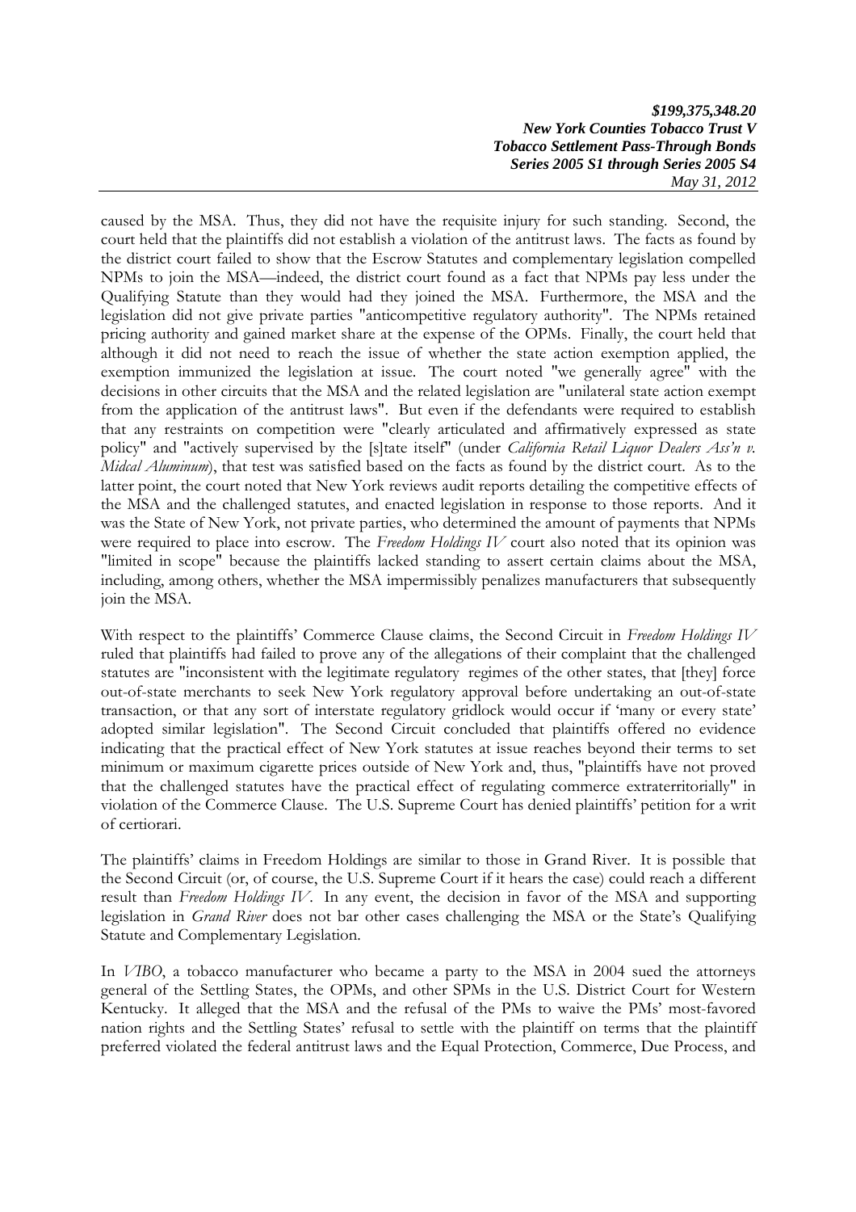caused by the MSA. Thus, they did not have the requisite injury for such standing. Second, the court held that the plaintiffs did not establish a violation of the antitrust laws. The facts as found by the district court failed to show that the Escrow Statutes and complementary legislation compelled NPMs to join the MSA—indeed, the district court found as a fact that NPMs pay less under the Qualifying Statute than they would had they joined the MSA. Furthermore, the MSA and the legislation did not give private parties "anticompetitive regulatory authority". The NPMs retained pricing authority and gained market share at the expense of the OPMs. Finally, the court held that although it did not need to reach the issue of whether the state action exemption applied, the exemption immunized the legislation at issue. The court noted "we generally agree" with the decisions in other circuits that the MSA and the related legislation are "unilateral state action exempt from the application of the antitrust laws". But even if the defendants were required to establish that any restraints on competition were "clearly articulated and affirmatively expressed as state policy" and "actively supervised by the [s]tate itself" (under *California Retail Liquor Dealers Ass'n v. Midcal Aluminum*), that test was satisfied based on the facts as found by the district court. As to the latter point, the court noted that New York reviews audit reports detailing the competitive effects of the MSA and the challenged statutes, and enacted legislation in response to those reports. And it was the State of New York, not private parties, who determined the amount of payments that NPMs were required to place into escrow. The *Freedom Holdings IV* court also noted that its opinion was "limited in scope" because the plaintiffs lacked standing to assert certain claims about the MSA, including, among others, whether the MSA impermissibly penalizes manufacturers that subsequently join the MSA.

With respect to the plaintiffs' Commerce Clause claims, the Second Circuit in *Freedom Holdings IV* ruled that plaintiffs had failed to prove any of the allegations of their complaint that the challenged statutes are "inconsistent with the legitimate regulatory regimes of the other states, that [they] force out-of-state merchants to seek New York regulatory approval before undertaking an out-of-state transaction, or that any sort of interstate regulatory gridlock would occur if 'many or every state' adopted similar legislation". The Second Circuit concluded that plaintiffs offered no evidence indicating that the practical effect of New York statutes at issue reaches beyond their terms to set minimum or maximum cigarette prices outside of New York and, thus, "plaintiffs have not proved that the challenged statutes have the practical effect of regulating commerce extraterritorially" in violation of the Commerce Clause. The U.S. Supreme Court has denied plaintiffs' petition for a writ of certiorari.

The plaintiffs' claims in Freedom Holdings are similar to those in Grand River. It is possible that the Second Circuit (or, of course, the U.S. Supreme Court if it hears the case) could reach a different result than *Freedom Holdings IV*. In any event, the decision in favor of the MSA and supporting legislation in *Grand River* does not bar other cases challenging the MSA or the State's Qualifying Statute and Complementary Legislation.

In *VIBO*, a tobacco manufacturer who became a party to the MSA in 2004 sued the attorneys general of the Settling States, the OPMs, and other SPMs in the U.S. District Court for Western Kentucky. It alleged that the MSA and the refusal of the PMs to waive the PMs' most-favored nation rights and the Settling States' refusal to settle with the plaintiff on terms that the plaintiff preferred violated the federal antitrust laws and the Equal Protection, Commerce, Due Process, and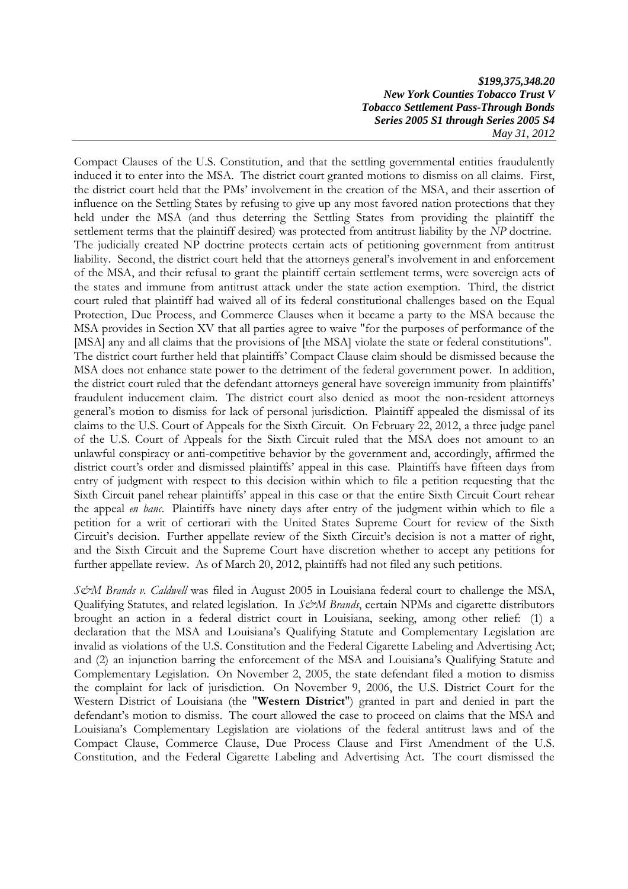Compact Clauses of the U.S. Constitution, and that the settling governmental entities fraudulently induced it to enter into the MSA. The district court granted motions to dismiss on all claims. First, the district court held that the PMs' involvement in the creation of the MSA, and their assertion of influence on the Settling States by refusing to give up any most favored nation protections that they held under the MSA (and thus deterring the Settling States from providing the plaintiff the settlement terms that the plaintiff desired) was protected from antitrust liability by the *NP* doctrine. The judicially created NP doctrine protects certain acts of petitioning government from antitrust liability. Second, the district court held that the attorneys general's involvement in and enforcement of the MSA, and their refusal to grant the plaintiff certain settlement terms, were sovereign acts of the states and immune from antitrust attack under the state action exemption. Third, the district court ruled that plaintiff had waived all of its federal constitutional challenges based on the Equal Protection, Due Process, and Commerce Clauses when it became a party to the MSA because the MSA provides in Section XV that all parties agree to waive "for the purposes of performance of the [MSA] any and all claims that the provisions of [the MSA] violate the state or federal constitutions". The district court further held that plaintiffs' Compact Clause claim should be dismissed because the MSA does not enhance state power to the detriment of the federal government power. In addition, the district court ruled that the defendant attorneys general have sovereign immunity from plaintiffs' fraudulent inducement claim. The district court also denied as moot the non-resident attorneys general's motion to dismiss for lack of personal jurisdiction. Plaintiff appealed the dismissal of its claims to the U.S. Court of Appeals for the Sixth Circuit. On February 22, 2012, a three judge panel of the U.S. Court of Appeals for the Sixth Circuit ruled that the MSA does not amount to an unlawful conspiracy or anti-competitive behavior by the government and, accordingly, affirmed the district court's order and dismissed plaintiffs' appeal in this case. Plaintiffs have fifteen days from entry of judgment with respect to this decision within which to file a petition requesting that the Sixth Circuit panel rehear plaintiffs' appeal in this case or that the entire Sixth Circuit Court rehear the appeal *en banc*. Plaintiffs have ninety days after entry of the judgment within which to file a petition for a writ of certiorari with the United States Supreme Court for review of the Sixth Circuit's decision. Further appellate review of the Sixth Circuit's decision is not a matter of right, and the Sixth Circuit and the Supreme Court have discretion whether to accept any petitions for further appellate review. As of March 20, 2012, plaintiffs had not filed any such petitions.

*S&M Brands v. Caldwell* was filed in August 2005 in Louisiana federal court to challenge the MSA, Qualifying Statutes, and related legislation. In *S&M Brands*, certain NPMs and cigarette distributors brought an action in a federal district court in Louisiana, seeking, among other relief: (1) a declaration that the MSA and Louisiana's Qualifying Statute and Complementary Legislation are invalid as violations of the U.S. Constitution and the Federal Cigarette Labeling and Advertising Act; and (2) an injunction barring the enforcement of the MSA and Louisiana's Qualifying Statute and Complementary Legislation. On November 2, 2005, the state defendant filed a motion to dismiss the complaint for lack of jurisdiction. On November 9, 2006, the U.S. District Court for the Western District of Louisiana (the "**Western District**") granted in part and denied in part the defendant's motion to dismiss. The court allowed the case to proceed on claims that the MSA and Louisiana's Complementary Legislation are violations of the federal antitrust laws and of the Compact Clause, Commerce Clause, Due Process Clause and First Amendment of the U.S. Constitution, and the Federal Cigarette Labeling and Advertising Act. The court dismissed the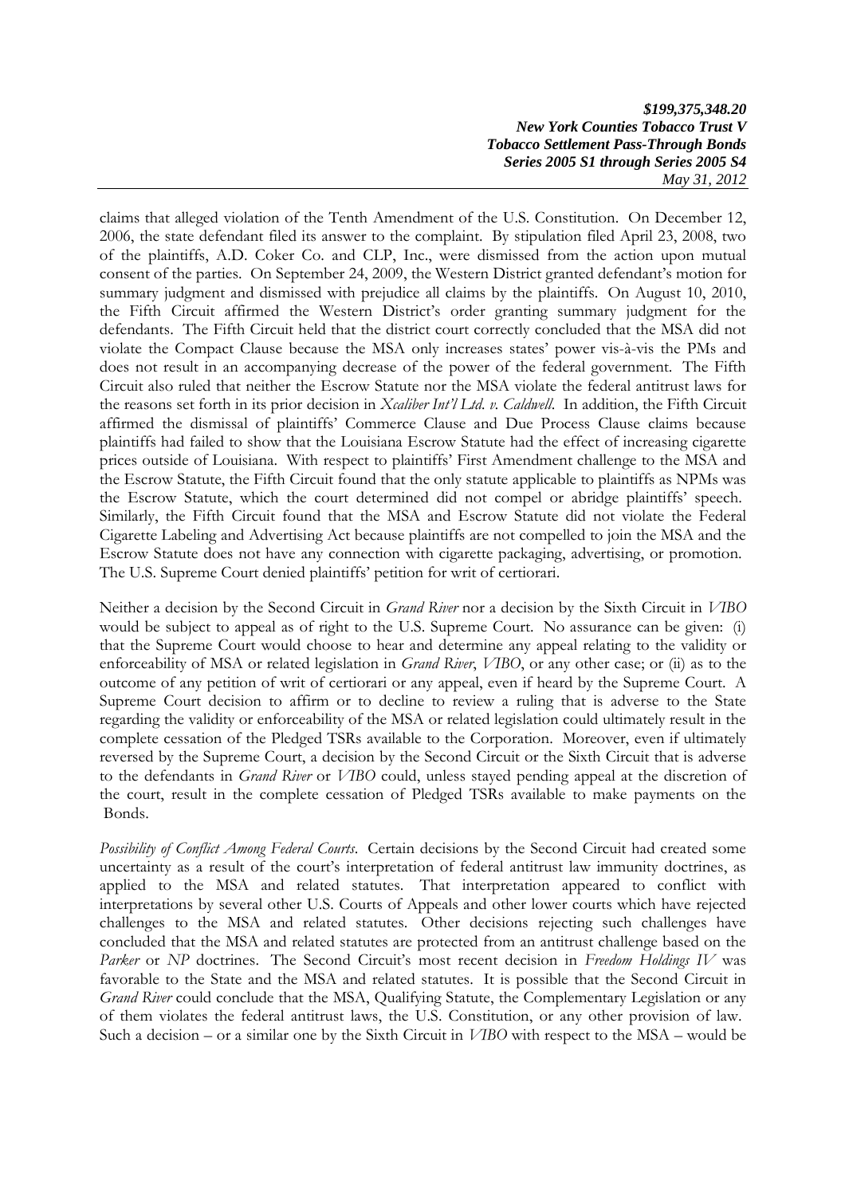claims that alleged violation of the Tenth Amendment of the U.S. Constitution. On December 12, 2006, the state defendant filed its answer to the complaint. By stipulation filed April 23, 2008, two of the plaintiffs, A.D. Coker Co. and CLP, Inc., were dismissed from the action upon mutual consent of the parties. On September 24, 2009, the Western District granted defendant's motion for summary judgment and dismissed with prejudice all claims by the plaintiffs. On August 10, 2010, the Fifth Circuit affirmed the Western District's order granting summary judgment for the defendants. The Fifth Circuit held that the district court correctly concluded that the MSA did not violate the Compact Clause because the MSA only increases states' power vis-à-vis the PMs and does not result in an accompanying decrease of the power of the federal government. The Fifth Circuit also ruled that neither the Escrow Statute nor the MSA violate the federal antitrust laws for the reasons set forth in its prior decision in *Xcaliber Int'l Ltd. v. Caldwell*. In addition, the Fifth Circuit affirmed the dismissal of plaintiffs' Commerce Clause and Due Process Clause claims because plaintiffs had failed to show that the Louisiana Escrow Statute had the effect of increasing cigarette prices outside of Louisiana. With respect to plaintiffs' First Amendment challenge to the MSA and the Escrow Statute, the Fifth Circuit found that the only statute applicable to plaintiffs as NPMs was the Escrow Statute, which the court determined did not compel or abridge plaintiffs' speech. Similarly, the Fifth Circuit found that the MSA and Escrow Statute did not violate the Federal Cigarette Labeling and Advertising Act because plaintiffs are not compelled to join the MSA and the Escrow Statute does not have any connection with cigarette packaging, advertising, or promotion. The U.S. Supreme Court denied plaintiffs' petition for writ of certiorari.

Neither a decision by the Second Circuit in *Grand River* nor a decision by the Sixth Circuit in *VIBO* would be subject to appeal as of right to the U.S. Supreme Court. No assurance can be given: (i) that the Supreme Court would choose to hear and determine any appeal relating to the validity or enforceability of MSA or related legislation in *Grand River*, *VIBO*, or any other case; or (ii) as to the outcome of any petition of writ of certiorari or any appeal, even if heard by the Supreme Court. A Supreme Court decision to affirm or to decline to review a ruling that is adverse to the State regarding the validity or enforceability of the MSA or related legislation could ultimately result in the complete cessation of the Pledged TSRs available to the Corporation. Moreover, even if ultimately reversed by the Supreme Court, a decision by the Second Circuit or the Sixth Circuit that is adverse to the defendants in *Grand River* or *VIBO* could, unless stayed pending appeal at the discretion of the court, result in the complete cessation of Pledged TSRs available to make payments on the Bonds.

*Possibility of Conflict Among Federal Courts*. Certain decisions by the Second Circuit had created some uncertainty as a result of the court's interpretation of federal antitrust law immunity doctrines, as applied to the MSA and related statutes. That interpretation appeared to conflict with interpretations by several other U.S. Courts of Appeals and other lower courts which have rejected challenges to the MSA and related statutes. Other decisions rejecting such challenges have concluded that the MSA and related statutes are protected from an antitrust challenge based on the *Parker* or *NP* doctrines. The Second Circuit's most recent decision in *Freedom Holdings IV* was favorable to the State and the MSA and related statutes. It is possible that the Second Circuit in *Grand River* could conclude that the MSA, Qualifying Statute, the Complementary Legislation or any of them violates the federal antitrust laws, the U.S. Constitution, or any other provision of law. Such a decision – or a similar one by the Sixth Circuit in *VIBO* with respect to the MSA – would be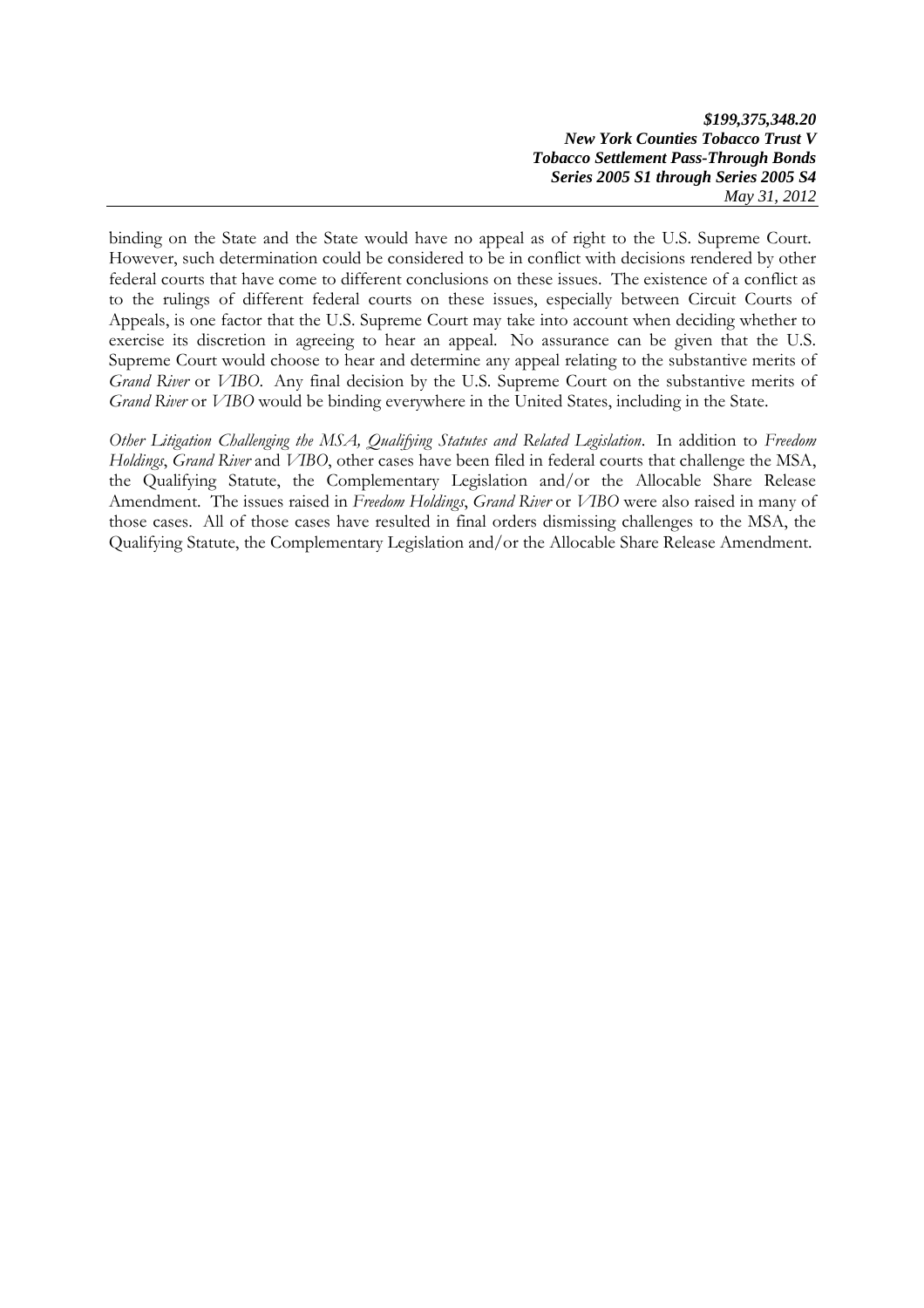binding on the State and the State would have no appeal as of right to the U.S. Supreme Court. However, such determination could be considered to be in conflict with decisions rendered by other federal courts that have come to different conclusions on these issues. The existence of a conflict as to the rulings of different federal courts on these issues, especially between Circuit Courts of Appeals, is one factor that the U.S. Supreme Court may take into account when deciding whether to exercise its discretion in agreeing to hear an appeal. No assurance can be given that the U.S. Supreme Court would choose to hear and determine any appeal relating to the substantive merits of *Grand River* or *VIBO*. Any final decision by the U.S. Supreme Court on the substantive merits of *Grand River* or *VIBO* would be binding everywhere in the United States, including in the State.

*Other Litigation Challenging the MSA, Qualifying Statutes and Related Legislation*. In addition to *Freedom Holdings*, *Grand River* and *VIBO*, other cases have been filed in federal courts that challenge the MSA, the Qualifying Statute, the Complementary Legislation and/or the Allocable Share Release Amendment. The issues raised in *Freedom Holdings*, *Grand River* or *VIBO* were also raised in many of those cases. All of those cases have resulted in final orders dismissing challenges to the MSA, the Qualifying Statute, the Complementary Legislation and/or the Allocable Share Release Amendment.